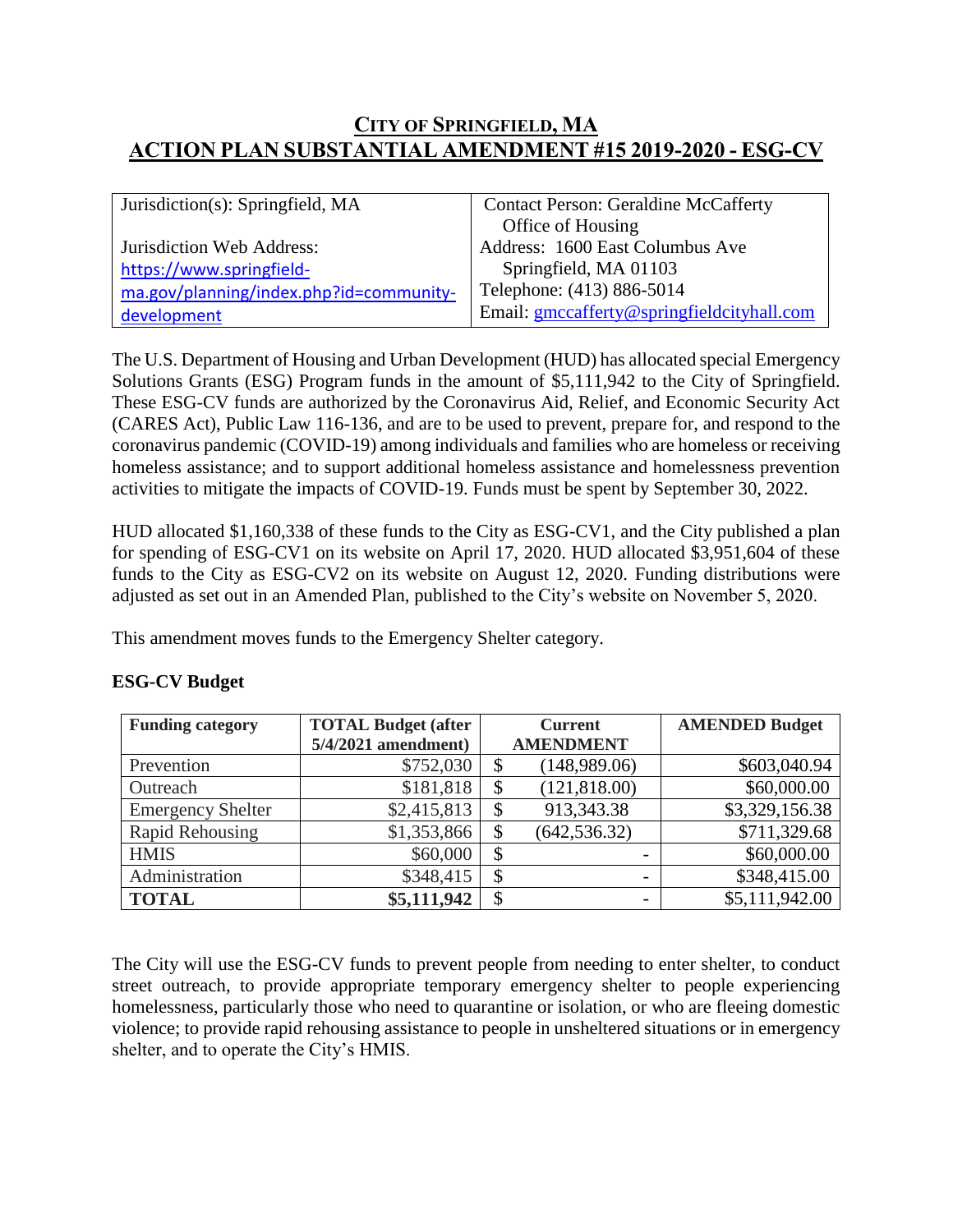# CITY OF SPRINGFIELD, MA
# ACTION PLAN SUBSTANTIAL AMENDMENT #15 2019-2020 - ESG-CV

| Jurisdiction(s): Springfield, MA<br><br>Jurisdiction Web Address: https://www.springfield-ma.gov/planning/index.php?id=community-development | Contact Person: Geraldine McCafferty<br>Office of Housing<br>Address: 1600 East Columbus Ave<br>Springfield, MA 01103<br>Telephone: (413) 886-5014<br>Email: gmccafferty@springfieldcityhall.com |
|---|---|

The U.S. Department of Housing and Urban Development (HUD) has allocated special Emergency Solutions Grants (ESG) Program funds in the amount of $5,111,942 to the City of Springfield. These ESG-CV funds are authorized by the Coronavirus Aid, Relief, and Economic Security Act (CARES Act), Public Law 116-136, and are to be used to prevent, prepare for, and respond to the coronavirus pandemic (COVID-19) among individuals and families who are homeless or receiving homeless assistance; and to support additional homeless assistance and homelessness prevention activities to mitigate the impacts of COVID-19. Funds must be spent by September 30, 2022.

HUD allocated $1,160,338 of these funds to the City as ESG-CV1, and the City published a plan for spending of ESG-CV1 on its website on April 17, 2020. HUD allocated $3,951,604 of these funds to the City as ESG-CV2 on its website on August 12, 2020. Funding distributions were adjusted as set out in an Amended Plan, published to the City's website on November 5, 2020.

This amendment moves funds to the Emergency Shelter category.

**ESG-CV Budget**

| Funding category | TOTAL Budget (after 5/4/2021 amendment) | Current AMENDMENT | AMENDED Budget |
|---|---|---|---|
| Prevention | $752,030 | $ (148,989.06) | $603,040.94 |
| Outreach | $181,818 | $ (121,818.00) | $60,000.00 |
| Emergency Shelter | $2,415,813 | $ 913,343.38 | $3,329,156.38 |
| Rapid Rehousing | $1,353,866 | $ (642,536.32) | $711,329.68 |
| HMIS | $60,000 | $ - | $60,000.00 |
| Administration | $348,415 | $ - | $348,415.00 |
| **TOTAL** | **$5,111,942** | $ - | $5,111,942.00 |

The City will use the ESG-CV funds to prevent people from needing to enter shelter, to conduct street outreach, to provide appropriate temporary emergency shelter to people experiencing homelessness, particularly those who need to quarantine or isolation, or who are fleeing domestic violence; to provide rapid rehousing assistance to people in unsheltered situations or in emergency shelter, and to operate the City's HMIS.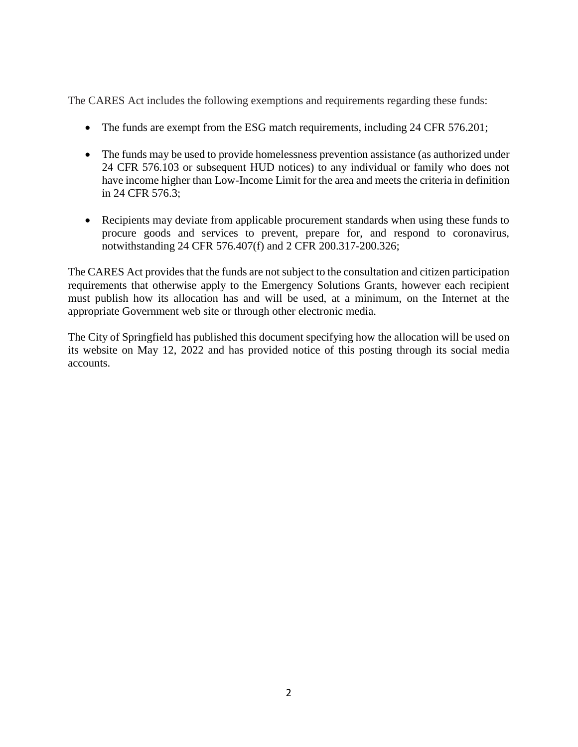The CARES Act includes the following exemptions and requirements regarding these funds:

- The funds are exempt from the ESG match requirements, including 24 CFR 576.201;
- The funds may be used to provide homelessness prevention assistance (as authorized under 24 CFR 576.103 or subsequent HUD notices) to any individual or family who does not have income higher than Low-Income Limit for the area and meets the criteria in definition in 24 CFR 576.3;
- Recipients may deviate from applicable procurement standards when using these funds to procure goods and services to prevent, prepare for, and respond to coronavirus, notwithstanding 24 CFR 576.407(f) and 2 CFR 200.317-200.326;

The CARES Act provides that the funds are not subject to the consultation and citizen participation requirements that otherwise apply to the Emergency Solutions Grants, however each recipient must publish how its allocation has and will be used, at a minimum, on the Internet at the appropriate Government web site or through other electronic media.

The City of Springfield has published this document specifying how the allocation will be used on its website on May 12, 2022 and has provided notice of this posting through its social media accounts.